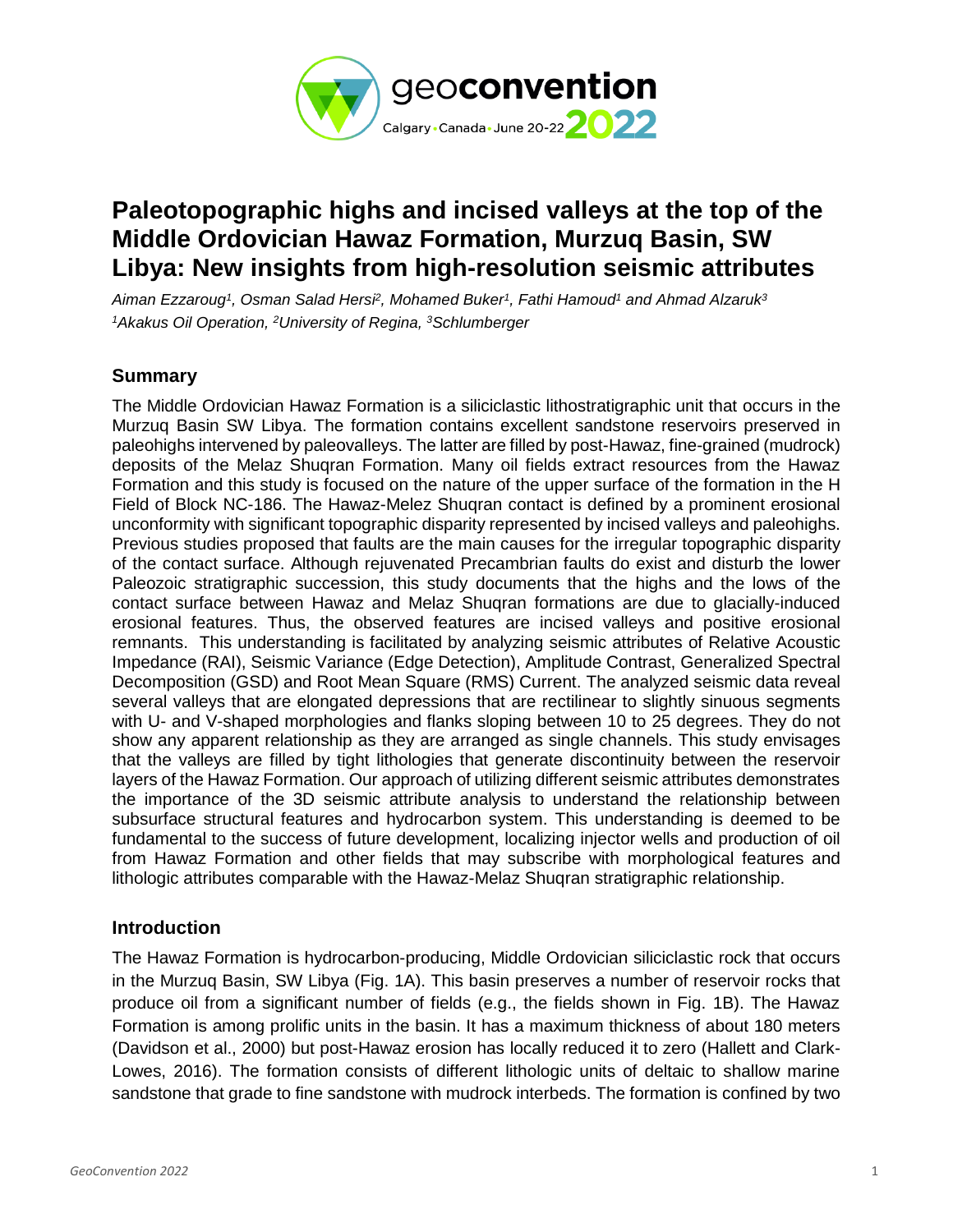# Paleotopographic highs and incised valleys at the top of the Middle Ordovician Hawaz Formation, Murzuq Basin, SW Libya: New insights from high-resolution seismic attributes

*Aiman Ezzaroug[1], Osman Salad Hersi[2], Mohamed Buker[1], Fathi Hamoud[1] and Ahmad Alzaruk[3]*
*[1]Akakus Oil Operation, [2]University of Regina, [3]Schlumberger*

## Summary

The Middle Ordovician Hawaz Formation is a siliciclastic lithostratigraphic unit that occurs in the Murzuq Basin SW Libya. The formation contains excellent sandstone reservoirs preserved in paleohighs intervened by paleovalleys. The latter are filled by post-Hawaz, fine-grained (mudrock) deposits of the Melaz Shuqran Formation. Many oil fields extract resources from the Hawaz Formation and this study is focused on the nature of the upper surface of the formation in the H Field of Block NC-186. The Hawaz-Melez Shuqran contact is defined by a prominent erosional unconformity with significant topographic disparity represented by incised valleys and paleohighs. Previous studies proposed that faults are the main causes for the irregular topographic disparity of the contact surface. Although rejuvenated Precambrian faults do exist and disturb the lower Paleozoic stratigraphic succession, this study documents that the highs and the lows of the contact surface between Hawaz and Melaz Shuqran formations are due to glacially-induced erosional features. Thus, the observed features are incised valleys and positive erosional remnants. This understanding is facilitated by analyzing seismic attributes of Relative Acoustic Impedance (RAI), Seismic Variance (Edge Detection), Amplitude Contrast, Generalized Spectral Decomposition (GSD) and Root Mean Square (RMS) Current. The analyzed seismic data reveal several valleys that are elongated depressions that are rectilinear to slightly sinuous segments with U- and V-shaped morphologies and flanks sloping between 10 to 25 degrees. They do not show any apparent relationship as they are arranged as single channels. This study envisages that the valleys are filled by tight lithologies that generate discontinuity between the reservoir layers of the Hawaz Formation. Our approach of utilizing different seismic attributes demonstrates the importance of the 3D seismic attribute analysis to understand the relationship between subsurface structural features and hydrocarbon system. This understanding is deemed to be fundamental to the success of future development, localizing injector wells and production of oil from Hawaz Formation and other fields that may subscribe with morphological features and lithologic attributes comparable with the Hawaz-Melaz Shuqran stratigraphic relationship.

## Introduction

The Hawaz Formation is hydrocarbon-producing, Middle Ordovician siliciclastic rock that occurs in the Murzuq Basin, SW Libya (Fig. 1A). This basin preserves a number of reservoir rocks that produce oil from a significant number of fields (e.g., the fields shown in Fig. 1B). The Hawaz Formation is among prolific units in the basin. It has a maximum thickness of about 180 meters (Davidson et al., 2000) but post-Hawaz erosion has locally reduced it to zero (Hallett and Clark-Lowes, 2016). The formation consists of different lithologic units of deltaic to shallow marine sandstone that grade to fine sandstone with mudrock interbeds. The formation is confined by two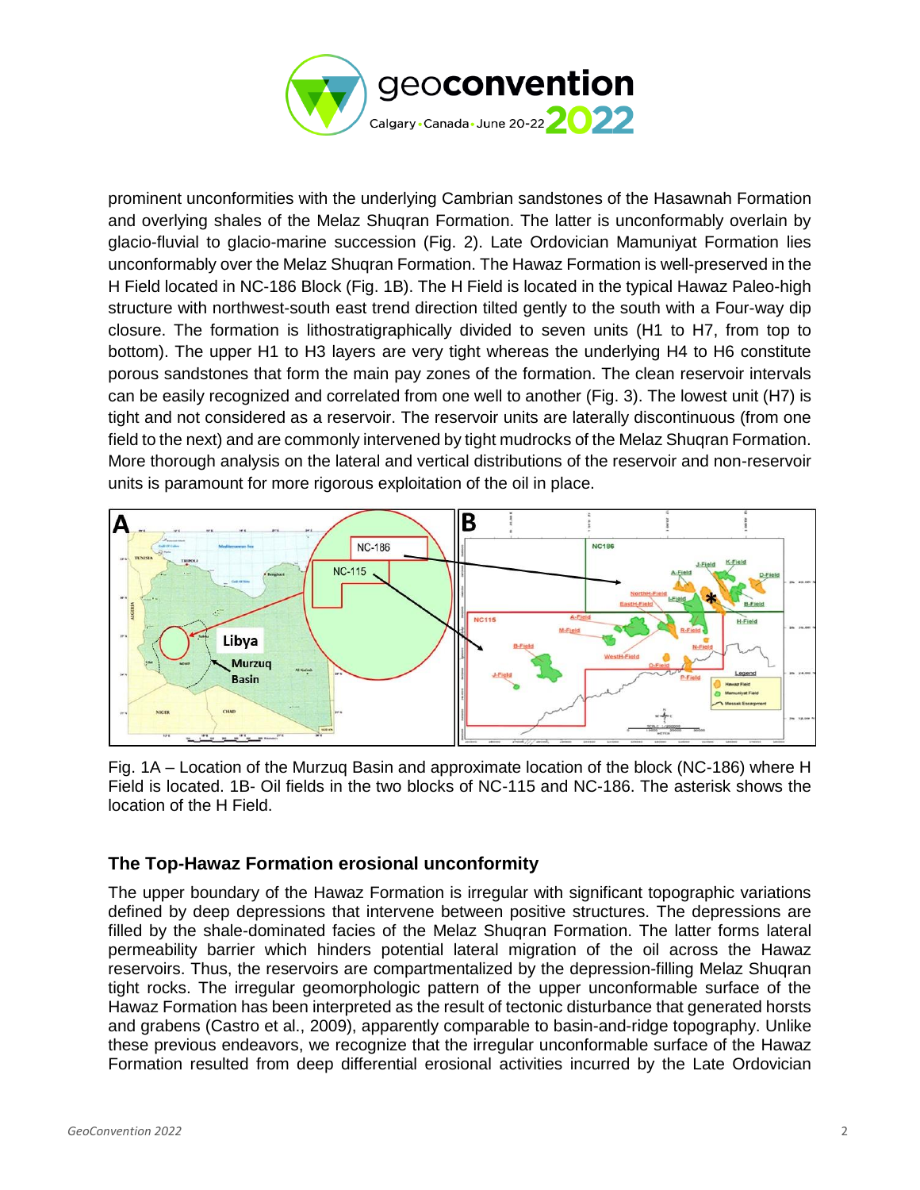prominent unconformities with the underlying Cambrian sandstones of the Hasawnah Formation and overlying shales of the Melaz Shuqran Formation. The latter is unconformably overlain by glacio-fluvial to glacio-marine succession (Fig. 2). Late Ordovician Mamuniyat Formation lies unconformably over the Melaz Shuqran Formation. The Hawaz Formation is well-preserved in the H Field located in NC-186 Block (Fig. 1B). The H Field is located in the typical Hawaz Paleo-high structure with northwest-south east trend direction tilted gently to the south with a Four-way dip closure. The formation is lithostratigraphically divided to seven units (H1 to H7, from top to bottom). The upper H1 to H3 layers are very tight whereas the underlying H4 to H6 constitute porous sandstones that form the main pay zones of the formation. The clean reservoir intervals can be easily recognized and correlated from one well to another (Fig. 3). The lowest unit (H7) is tight and not considered as a reservoir. The reservoir units are laterally discontinuous (from one field to the next) and are commonly intervened by tight mudrocks of the Melaz Shuqran Formation. More thorough analysis on the lateral and vertical distributions of the reservoir and non-reservoir units is paramount for more rigorous exploitation of the oil in place.

Fig. 1A – Location of the Murzuq Basin and approximate location of the block (NC-186) where H Field is located. 1B- Oil fields in the two blocks of NC-115 and NC-186. The asterisk shows the location of the H Field.

## The Top-Hawaz Formation erosional unconformity

The upper boundary of the Hawaz Formation is irregular with significant topographic variations defined by deep depressions that intervene between positive structures. The depressions are filled by the shale-dominated facies of the Melaz Shuqran Formation. The latter forms lateral permeability barrier which hinders potential lateral migration of the oil across the Hawaz reservoirs. Thus, the reservoirs are compartmentalized by the depression-filling Melaz Shuqran tight rocks. The irregular geomorphologic pattern of the upper unconformable surface of the Hawaz Formation has been interpreted as the result of tectonic disturbance that generated horsts and grabens (Castro et al., 2009), apparently comparable to basin-and-ridge topography. Unlike these previous endeavors, we recognize that the irregular unconformable surface of the Hawaz Formation resulted from deep differential erosional activities incurred by the Late Ordovician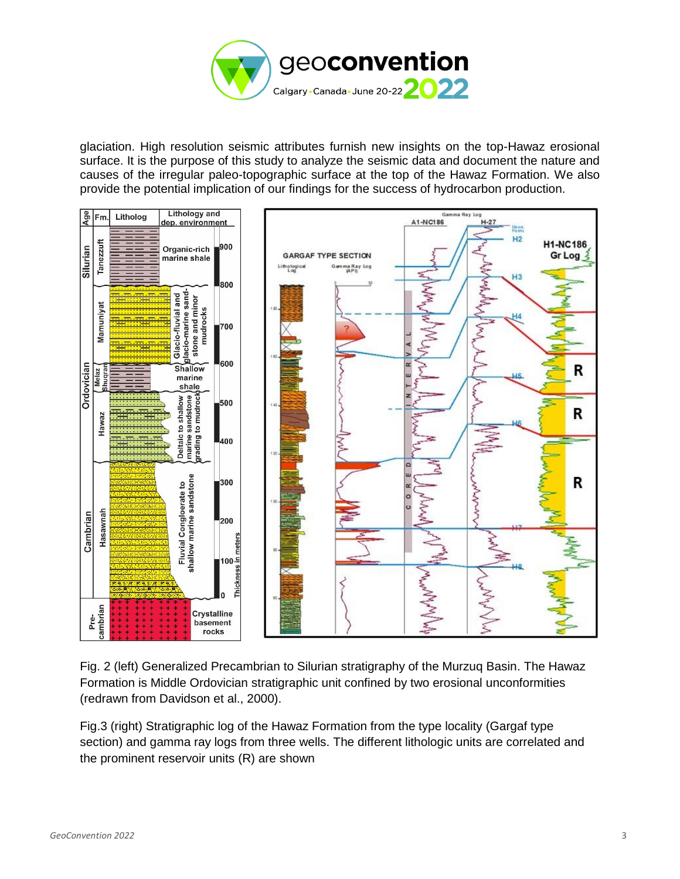glaciation. High resolution seismic attributes furnish new insights on the top-Hawaz erosional surface. It is the purpose of this study to analyze the seismic data and document the nature and causes of the irregular paleo-topographic surface at the top of the Hawaz Formation. We also provide the potential implication of our findings for the success of hydrocarbon production.

Fig. 2 (left) Generalized Precambrian to Silurian stratigraphy of the Murzuq Basin. The Hawaz Formation is Middle Ordovician stratigraphic unit confined by two erosional unconformities (redrawn from Davidson et al., 2000).

Fig.3 (right) Stratigraphic log of the Hawaz Formation from the type locality (Gargaf type section) and gamma ray logs from three wells. The different lithologic units are correlated and the prominent reservoir units (R) are shown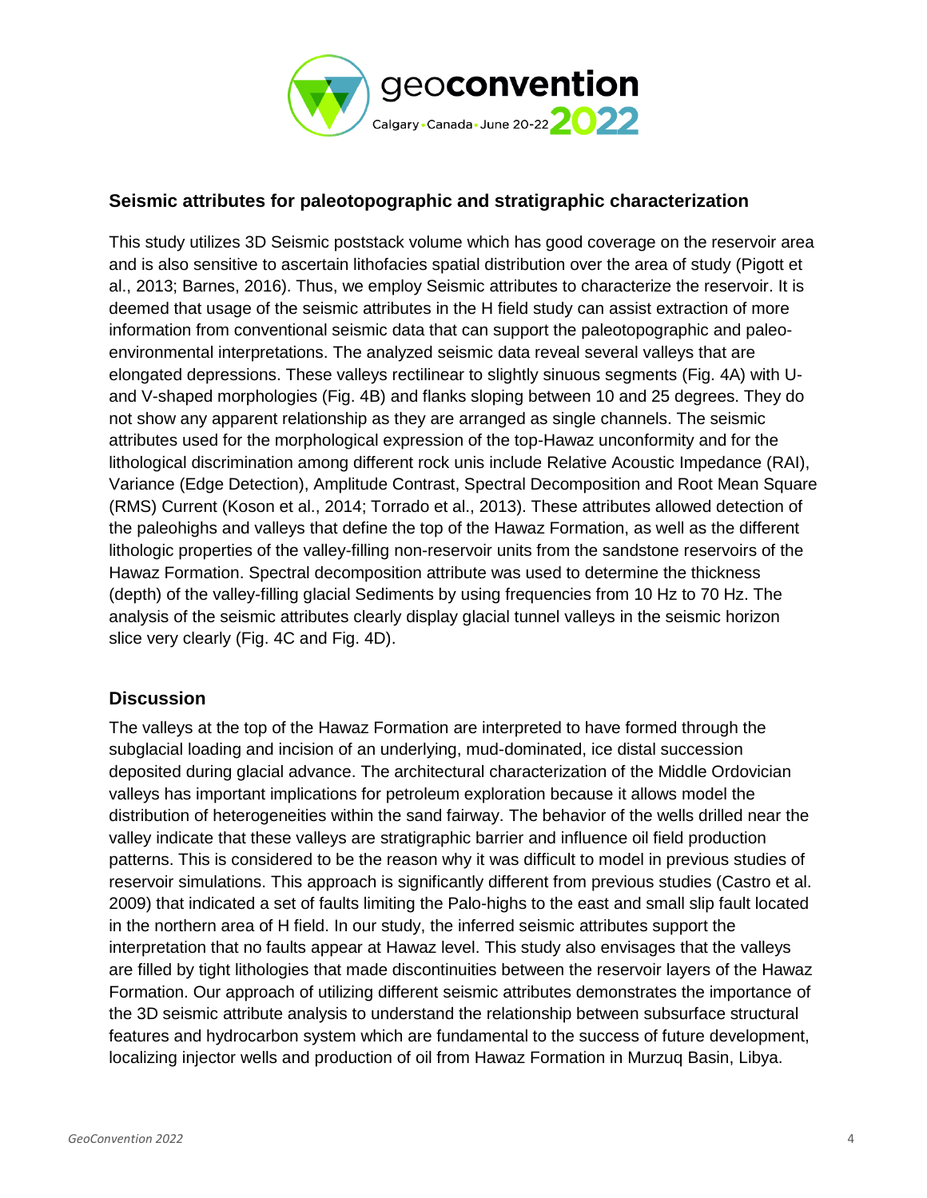## Seismic attributes for paleotopographic and stratigraphic characterization

This study utilizes 3D Seismic poststack volume which has good coverage on the reservoir area and is also sensitive to ascertain lithofacies spatial distribution over the area of study (Pigott et al., 2013; Barnes, 2016). Thus, we employ Seismic attributes to characterize the reservoir. It is deemed that usage of the seismic attributes in the H field study can assist extraction of more information from conventional seismic data that can support the paleotopographic and paleo-environmental interpretations. The analyzed seismic data reveal several valleys that are elongated depressions. These valleys rectilinear to slightly sinuous segments (Fig. 4A) with U- and V-shaped morphologies (Fig. 4B) and flanks sloping between 10 and 25 degrees. They do not show any apparent relationship as they are arranged as single channels. The seismic attributes used for the morphological expression of the top-Hawaz unconformity and for the lithological discrimination among different rock unis include Relative Acoustic Impedance (RAI), Variance (Edge Detection), Amplitude Contrast, Spectral Decomposition and Root Mean Square (RMS) Current (Koson et al., 2014; Torrado et al., 2013). These attributes allowed detection of the paleohighs and valleys that define the top of the Hawaz Formation, as well as the different lithologic properties of the valley-filling non-reservoir units from the sandstone reservoirs of the Hawaz Formation. Spectral decomposition attribute was used to determine the thickness (depth) of the valley-filling glacial Sediments by using frequencies from 10 Hz to 70 Hz. The analysis of the seismic attributes clearly display glacial tunnel valleys in the seismic horizon slice very clearly (Fig. 4C and Fig. 4D).

## Discussion

The valleys at the top of the Hawaz Formation are interpreted to have formed through the subglacial loading and incision of an underlying, mud-dominated, ice distal succession deposited during glacial advance. The architectural characterization of the Middle Ordovician valleys has important implications for petroleum exploration because it allows model the distribution of heterogeneities within the sand fairway. The behavior of the wells drilled near the valley indicate that these valleys are stratigraphic barrier and influence oil field production patterns. This is considered to be the reason why it was difficult to model in previous studies of reservoir simulations. This approach is significantly different from previous studies (Castro et al. 2009) that indicated a set of faults limiting the Palo-highs to the east and small slip fault located in the northern area of H field. In our study, the inferred seismic attributes support the interpretation that no faults appear at Hawaz level. This study also envisages that the valleys are filled by tight lithologies that made discontinuities between the reservoir layers of the Hawaz Formation. Our approach of utilizing different seismic attributes demonstrates the importance of the 3D seismic attribute analysis to understand the relationship between subsurface structural features and hydrocarbon system which are fundamental to the success of future development, localizing injector wells and production of oil from Hawaz Formation in Murzuq Basin, Libya.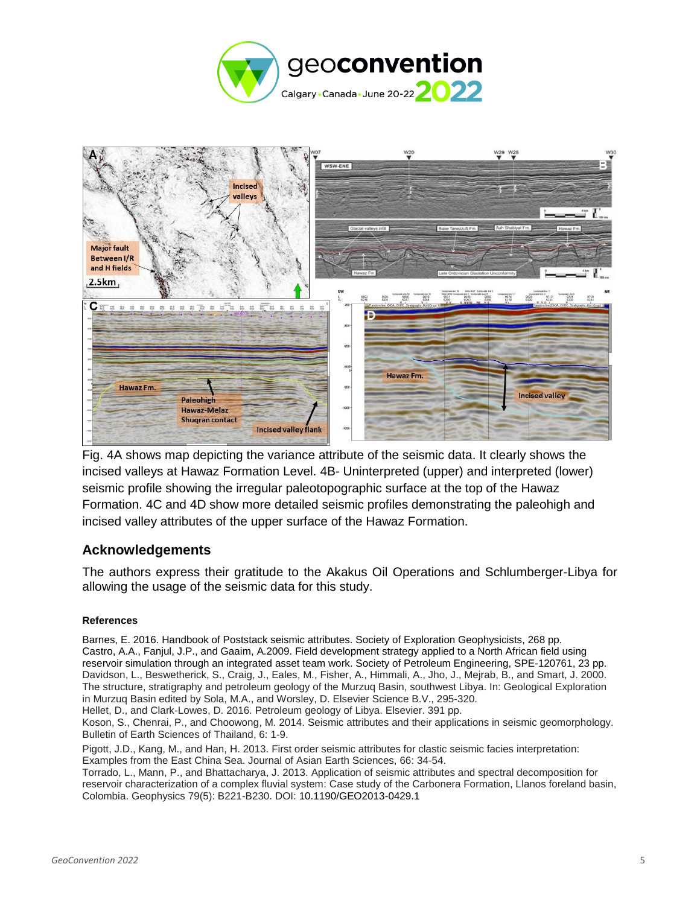Fig. 4A shows map depicting the variance attribute of the seismic data. It clearly shows the incised valleys at Hawaz Formation Level. 4B- Uninterpreted (upper) and interpreted (lower) seismic profile showing the irregular paleotopographic surface at the top of the Hawaz Formation. 4C and 4D show more detailed seismic profiles demonstrating the paleohigh and incised valley attributes of the upper surface of the Hawaz Formation.

## Acknowledgements

The authors express their gratitude to the Akakus Oil Operations and Schlumberger-Libya for allowing the usage of the seismic data for this study.

### References

Barnes, E. 2016. Handbook of Poststack seismic attributes. Society of Exploration Geophysicists, 268 pp.
Castro, A.A., Fanjul, J.P., and Gaaim, A.2009. Field development strategy applied to a North African field using reservoir simulation through an integrated asset team work. Society of Petroleum Engineering, SPE-120761, 23 pp.
Davidson, L., Beswetherick, S., Craig, J., Eales, M., Fisher, A., Himmali, A., Jho, J., Mejrab, B., and Smart, J. 2000. The structure, stratigraphy and petroleum geology of the Murzuq Basin, southwest Libya. In: Geological Exploration in Murzuq Basin edited by Sola, M.A., and Worsley, D. Elsevier Science B.V., 295-320.
Hellet, D., and Clark-Lowes, D. 2016. Petroleum geology of Libya. Elsevier. 391 pp.
Koson, S., Chenrai, P., and Choowong, M. 2014. Seismic attributes and their applications in seismic geomorphology. Bulletin of Earth Sciences of Thailand, 6: 1-9.
Pigott, J.D., Kang, M., and Han, H. 2013. First order seismic attributes for clastic seismic facies interpretation: Examples from the East China Sea. Journal of Asian Earth Sciences, 66: 34-54.
Torrado, L., Mann, P., and Bhattacharya, J. 2013. Application of seismic attributes and spectral decomposition for reservoir characterization of a complex fluvial system: Case study of the Carbonera Formation, Llanos foreland basin, Colombia. Geophysics 79(5): B221-B230. DOI: 10.1190/GEO2013-0429.1